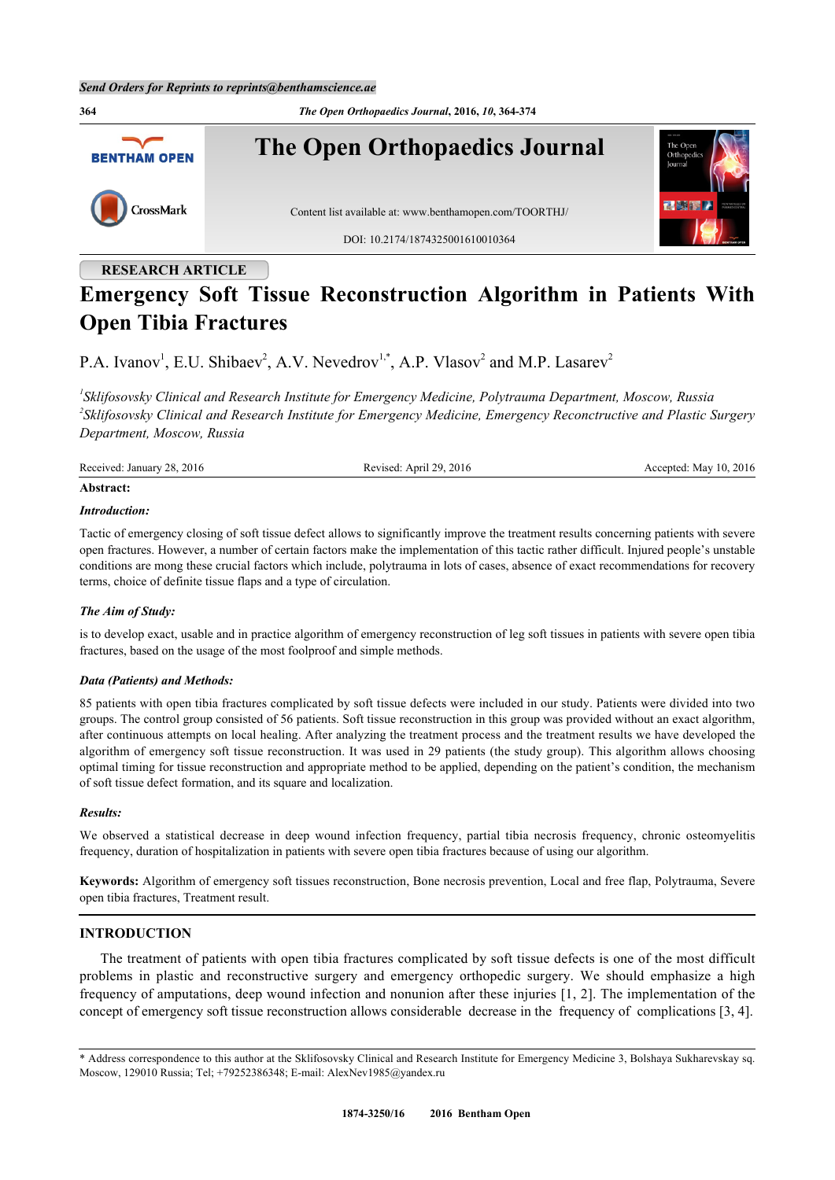RESEARCH ARTICLE

# Emergency Soft Tissue Reconstruction Algorithm in Patients With Open Tibia Fractures

P.A. Ivanov[1], E.U. Shibaev[2], A.V. Nevedrov[1,*], A.P. Vlasov[2] and M.P. Lasarev[2]

[1]*Sklifosovsky Clinical and Research Institute for Emergency Medicine, Polytrauma Department, Moscow, Russia*
[2]*Sklifosovsky Clinical and Research Institute for Emergency Medicine, Emergency Reconctructive and Plastic Surgery Department, Moscow, Russia*

Received: January 28, 2016 | Revised: April 29, 2016 | Accepted: May 10, 2016

**Abstract:**

***Introduction:***

Tactic of emergency closing of soft tissue defect allows to significantly improve the treatment results concerning patients with severe open fractures. However, a number of certain factors make the implementation of this tactic rather difficult. Injured people's unstable conditions are mong these crucial factors which include, polytrauma in lots of cases, absence of exact recommendations for recovery terms, choice of definite tissue flaps and a type of circulation.

***The Aim of Study:***

is to develop exact, usable and in practice algorithm of emergency reconstruction of leg soft tissues in patients with severe open tibia fractures, based on the usage of the most foolproof and simple methods.

***Data (Patients) and Methods:***

85 patients with open tibia fractures complicated by soft tissue defects were included in our study. Patients were divided into two groups. The control group consisted of 56 patients. Soft tissue reconstruction in this group was provided without an exact algorithm, after continuous attempts on local healing. After analyzing the treatment process and the treatment results we have developed the algorithm of emergency soft tissue reconstruction. It was used in 29 patients (the study group). This algorithm allows choosing optimal timing for tissue reconstruction and appropriate method to be applied, depending on the patient's condition, the mechanism of soft tissue defect formation, and its square and localization.

***Results:***

We observed a statistical decrease in deep wound infection frequency, partial tibia necrosis frequency, chronic osteomyelitis frequency, duration of hospitalization in patients with severe open tibia fractures because of using our algorithm.

**Keywords:** Algorithm of emergency soft tissues reconstruction, Bone necrosis prevention, Local and free flap, Polytrauma, Severe open tibia fractures, Treatment result.

## INTRODUCTION

The treatment of patients with open tibia fractures complicated by soft tissue defects is one of the most difficult problems in plastic and reconstructive surgery and emergency orthopedic surgery. We should emphasize a high frequency of amputations, deep wound infection and nonunion after these injuries [1, 2]. The implementation of the concept of emergency soft tissue reconstruction allows considerable decrease in the frequency of complications [3, 4].

* Address correspondence to this author at the Sklifosovsky Clinical and Research Institute for Emergency Medicine 3, Bolshaya Sukharevskay sq. Moscow, 129010 Russia; Tel; +79252386348; E-mail: AlexNev1985@yandex.ru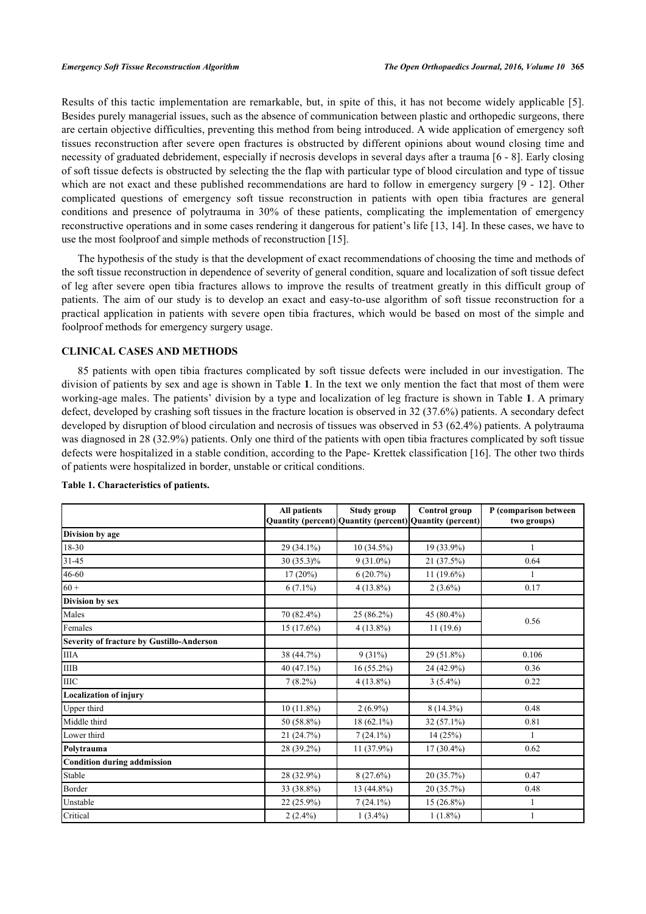Results of this tactic implementation are remarkable, but, in spite of this, it has not become widely applicable [5]. Besides purely managerial issues, such as the absence of communication between plastic and orthopedic surgeons, there are certain objective difficulties, preventing this method from being introduced. A wide application of emergency soft tissues reconstruction after severe open fractures is obstructed by different opinions about wound closing time and necessity of graduated debridement, especially if necrosis develops in several days after a trauma [6 - 8]. Early closing of soft tissue defects is obstructed by selecting the the flap with particular type of blood circulation and type of tissue which are not exact and these published recommendations are hard to follow in emergency surgery [9 - 12]. Other complicated questions of emergency soft tissue reconstruction in patients with open tibia fractures are general conditions and presence of polytrauma in 30% of these patients, complicating the implementation of emergency reconstructive operations and in some cases rendering it dangerous for patient's life [13, 14]. In these cases, we have to use the most foolproof and simple methods of reconstruction [15].

The hypothesis of the study is that the development of exact recommendations of choosing the time and methods of the soft tissue reconstruction in dependence of severity of general condition, square and localization of soft tissue defect of leg after severe open tibia fractures allows to improve the results of treatment greatly in this difficult group of patients. The aim of our study is to develop an exact and easy-to-use algorithm of soft tissue reconstruction for a practical application in patients with severe open tibia fractures, which would be based on most of the simple and foolproof methods for emergency surgery usage.

## CLINICAL CASES AND METHODS

85 patients with open tibia fractures complicated by soft tissue defects were included in our investigation. The division of patients by sex and age is shown in Table **1**. In the text we only mention the fact that most of them were working-age males. The patients' division by a type and localization of leg fracture is shown in Table **1**. A primary defect, developed by crashing soft tissues in the fracture location is observed in 32 (37.6%) patients. A secondary defect developed by disruption of blood circulation and necrosis of tissues was observed in 53 (62.4%) patients. A polytrauma was diagnosed in 28 (32.9%) patients. Only one third of the patients with open tibia fractures complicated by soft tissue defects were hospitalized in a stable condition, according to the Pape- Krettek classification [16]. The other two thirds of patients were hospitalized in border, unstable or critical conditions.

**Table 1. Characteristics of patients.**

| | All patients Quantity (percent) | Study group Quantity (percent) | Control group Quantity (percent) | P (comparison between two groups) |
|---|---|---|---|---|
| **Division by age** | | | | |
| 18-30 | 29 (34.1%) | 10 (34.5%) | 19 (33.9%) | 1 |
| 31-45 | 30 (35.3)% | 9 (31.0%) | 21 (37.5%) | 0.64 |
| 46-60 | 17 (20%) | 6 (20.7%) | 11 (19.6%) | 1 |
| 60 + | 6 (7.1%) | 4 (13.8%) | 2 (3.6%) | 0.17 |
| **Division by sex** | | | | |
| Males | 70 (82.4%) | 25 (86.2%) | 45 (80.4%) | 0.56 |
| Females | 15 (17.6%) | 4 (13.8%) | 11 (19.6) | |
| **Severity of fracture by Gustillo-Anderson** | | | | |
| IIIA | 38 (44.7%) | 9 (31%) | 29 (51.8%) | 0.106 |
| IIIB | 40 (47.1%) | 16 (55.2%) | 24 (42.9%) | 0.36 |
| IIIC | 7 (8.2%) | 4 (13.8%) | 3 (5.4%) | 0.22 |
| **Localization of injury** | | | | |
| Upper third | 10 (11.8%) | 2 (6.9%) | 8 (14.3%) | 0.48 |
| Middle third | 50 (58.8%) | 18 (62.1%) | 32 (57.1%) | 0.81 |
| Lower third | 21 (24.7%) | 7 (24.1%) | 14 (25%) | 1 |
| **Polytrauma** | 28 (39.2%) | 11 (37.9%) | 17 (30.4%) | 0.62 |
| **Condition during addmission** | | | | |
| Stable | 28 (32.9%) | 8 (27.6%) | 20 (35.7%) | 0.47 |
| Border | 33 (38.8%) | 13 (44.8%) | 20 (35.7%) | 0.48 |
| Unstable | 22 (25.9%) | 7 (24.1%) | 15 (26.8%) | 1 |
| Critical | 2 (2.4%) | 1 (3.4%) | 1 (1.8%) | 1 |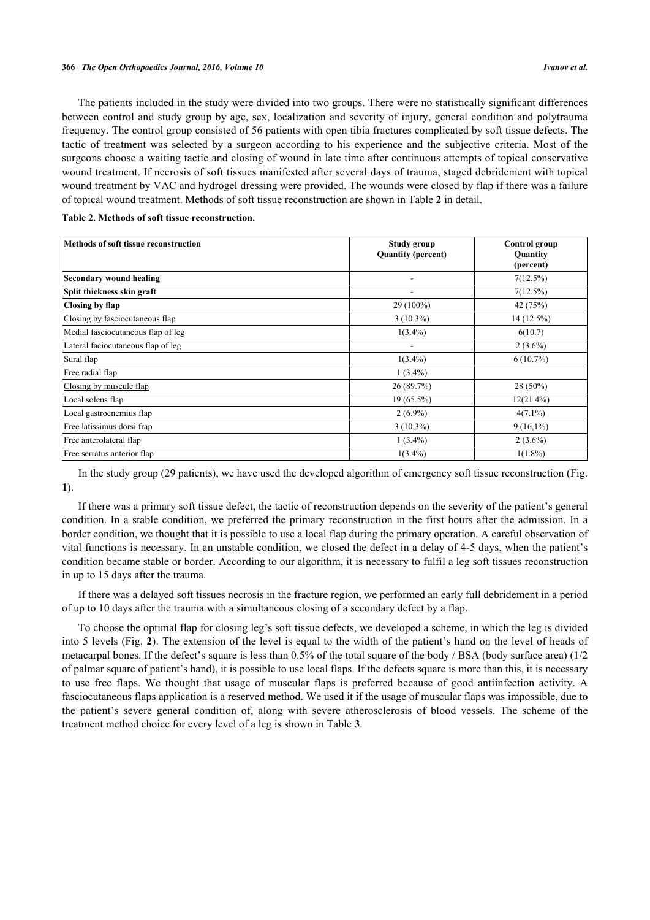The patients included in the study were divided into two groups. There were no statistically significant differences between control and study group by age, sex, localization and severity of injury, general condition and polytrauma frequency. The control group consisted of 56 patients with open tibia fractures complicated by soft tissue defects. The tactic of treatment was selected by a surgeon according to his experience and the subjective criteria. Most of the surgeons choose a waiting tactic and closing of wound in late time after continuous attempts of topical conservative wound treatment. If necrosis of soft tissues manifested after several days of trauma, staged debridement with topical wound treatment by VAC and hydrogel dressing were provided. The wounds were closed by flap if there was a failure of topical wound treatment. Methods of soft tissue reconstruction are shown in Table **2** in detail.

**Table 2. Methods of soft tissue reconstruction.**

| Methods of soft tissue reconstruction | Study group Quantity (percent) | Control group Quantity (percent) |
|---|---|---|
| **Secondary wound healing** | - | 7(12.5%) |
| **Split thickness skin graft** | - | 7(12.5%) |
| **Closing by flap** | 29 (100%) | 42 (75%) |
| Closing by fasciocutaneous flap | 3 (10.3%) | 14 (12.5%) |
| Medial fasciocutaneous flap of leg | 1(3.4%) | 6(10.7) |
| Lateral faciocutaneous flap of leg | - | 2 (3.6%) |
| Sural flap | 1(3.4%) | 6 (10.7%) |
| Free radial flap | 1 (3.4%) | |
| Closing by muscule flap | 26 (89.7%) | 28 (50%) |
| Local soleus flap | 19 (65.5%) | 12(21.4%) |
| Local gastrocnemius flap | 2 (6.9%) | 4(7.1%) |
| Free latissimus dorsi frap | 3 (10,3%) | 9 (16,1%) |
| Free anterolateral flap | 1 (3.4%) | 2 (3.6%) |
| Free serratus anterior flap | 1(3.4%) | 1(1.8%) |

In the study group (29 patients), we have used the developed algorithm of emergency soft tissue reconstruction (Fig. **1**).

If there was a primary soft tissue defect, the tactic of reconstruction depends on the severity of the patient's general condition. In a stable condition, we preferred the primary reconstruction in the first hours after the admission. In a border condition, we thought that it is possible to use a local flap during the primary operation. A careful observation of vital functions is necessary. In an unstable condition, we closed the defect in a delay of 4-5 days, when the patient's condition became stable or border. According to our algorithm, it is necessary to fulfil a leg soft tissues reconstruction in up to 15 days after the trauma.

If there was a delayed soft tissues necrosis in the fracture region, we performed an early full debridement in a period of up to 10 days after the trauma with a simultaneous closing of a secondary defect by a flap.

To choose the optimal flap for closing leg's soft tissue defects, we developed a scheme, in which the leg is divided into 5 levels (Fig. **2**). The extension of the level is equal to the width of the patient's hand on the level of heads of metacarpal bones. If the defect's square is less than 0.5% of the total square of the body / BSA (body surface area) (1/2 of palmar square of patient's hand), it is possible to use local flaps. If the defects square is more than this, it is necessary to use free flaps. We thought that usage of muscular flaps is preferred because of good antiinfection activity. A fasciocutaneous flaps application is a reserved method. We used it if the usage of muscular flaps was impossible, due to the patient's severe general condition of, along with severe atherosclerosis of blood vessels. The scheme of the treatment method choice for every level of a leg is shown in Table **3**.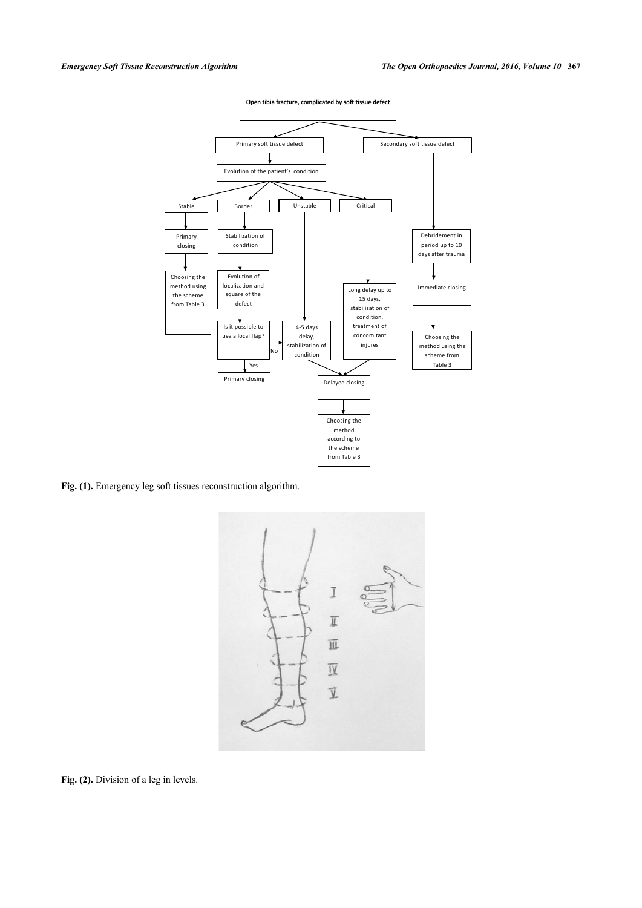Fig. (1). Emergency leg soft tissues reconstruction algorithm.

Fig. (2). Division of a leg in levels.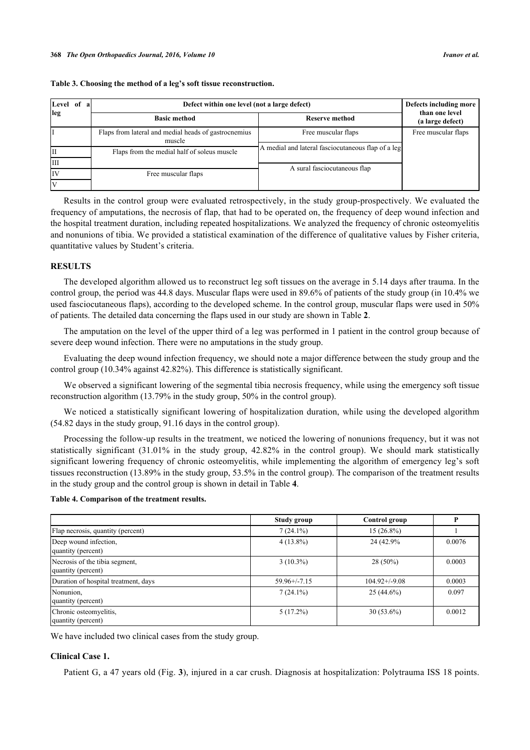**Table 3. Choosing the method of a leg's soft tissue reconstruction.**

| Level of a leg | Defect within one level (not a large defect) | | Defects including more than one level (a large defect) |
|---|---|---|---|
| | Basic method | Reserve method | |
| I | Flaps from lateral and medial heads of gastrocnemius muscle | Free muscular flaps | Free muscular flaps |
| II | Flaps from the medial half of soleus muscle | A medial and lateral fasciocutaneous flap of a leg | |
| III | | | |
| IV | Free muscular flaps | A sural fasciocutaneous flap | |
| V | | | |

Results in the control group were evaluated retrospectively, in the study group-prospectively. We evaluated the frequency of amputations, the necrosis of flap, that had to be operated on, the frequency of deep wound infection and the hospital treatment duration, including repeated hospitalizations. We analyzed the frequency of chronic osteomyelitis and nonunions of tibia. We provided a statistical examination of the difference of qualitative values by Fisher criteria, quantitative values by Student's criteria.

## RESULTS

The developed algorithm allowed us to reconstruct leg soft tissues on the average in 5.14 days after trauma. In the control group, the period was 44.8 days. Muscular flaps were used in 89.6% of patients of the study group (in 10.4% we used fasciocutaneous flaps), according to the developed scheme. In the control group, muscular flaps were used in 50% of patients. The detailed data concerning the flaps used in our study are shown in Table **2**.

The amputation on the level of the upper third of a leg was performed in 1 patient in the control group because of severe deep wound infection. There were no amputations in the study group.

Evaluating the deep wound infection frequency, we should note a major difference between the study group and the control group (10.34% against 42.82%). This difference is statistically significant.

We observed a significant lowering of the segmental tibia necrosis frequency, while using the emergency soft tissue reconstruction algorithm (13.79% in the study group, 50% in the control group).

We noticed a statistically significant lowering of hospitalization duration, while using the developed algorithm (54.82 days in the study group, 91.16 days in the control group).

Processing the follow-up results in the treatment, we noticed the lowering of nonunions frequency, but it was not statistically significant (31.01% in the study group, 42.82% in the control group). We should mark statistically significant lowering frequency of chronic osteomyelitis, while implementing the algorithm of emergency leg's soft tissues reconstruction (13.89% in the study group, 53.5% in the control group). The comparison of the treatment results in the study group and the control group is shown in detail in Table **4**.

**Table 4. Comparison of the treatment results.**

| | Study group | Control group | P |
|---|---|---|---|
| Flap necrosis, quantity (percent) | 7 (24.1%) | 15 (26.8%) | 1 |
| Deep wound infection, quantity (percent) | 4 (13.8%) | 24 (42.9% | 0.0076 |
| Necrosis of the tibia segment, quantity (percent) | 3 (10.3%) | 28 (50%) | 0.0003 |
| Duration of hospital treatment, days | 59.96+/-7.15 | 104.92+/-9.08 | 0.0003 |
| Nonunion, quantity (percent) | 7 (24.1%) | 25 (44.6%) | 0.097 |
| Chronic osteomyelitis, quantity (percent) | 5 (17.2%) | 30 (53.6%) | 0.0012 |

We have included two clinical cases from the study group.

### Clinical Case 1.

Patient G, a 47 years old (Fig. **3**), injured in a car crush. Diagnosis at hospitalization: Polytrauma ISS 18 points.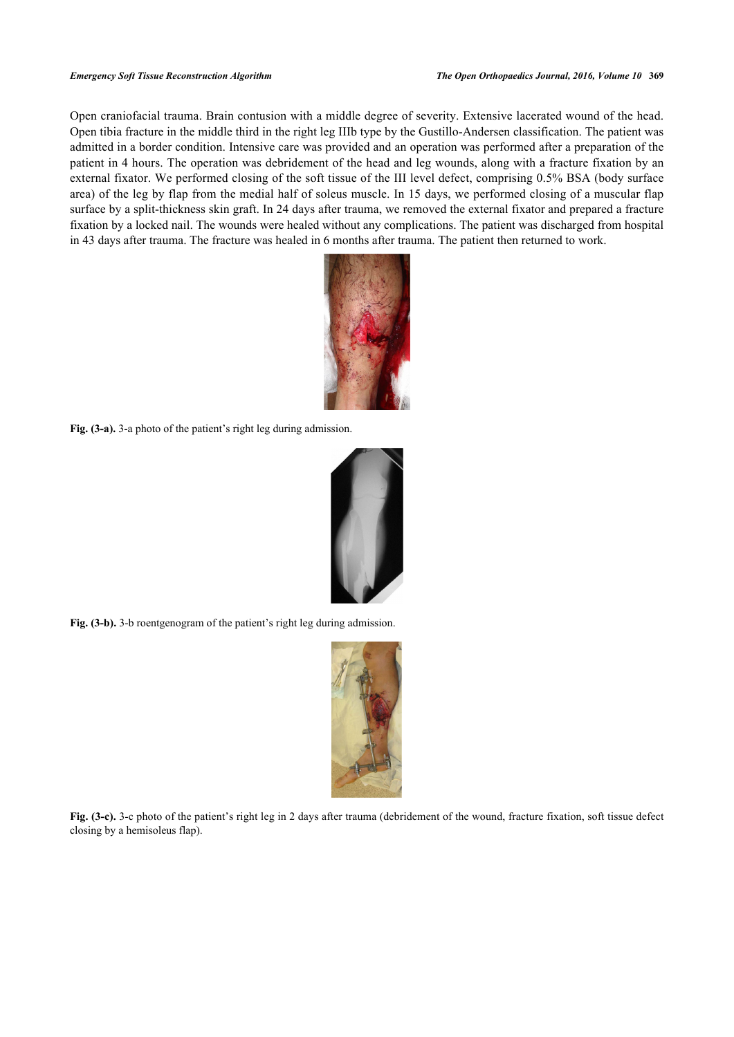Open craniofacial trauma. Brain contusion with a middle degree of severity. Extensive lacerated wound of the head. Open tibia fracture in the middle third in the right leg IIIb type by the Gustillo-Andersen classification. The patient was admitted in a border condition. Intensive care was provided and an operation was performed after a preparation of the patient in 4 hours. The operation was debridement of the head and leg wounds, along with a fracture fixation by an external fixator. We performed closing of the soft tissue of the III level defect, comprising 0.5% BSA (body surface area) of the leg by flap from the medial half of soleus muscle. In 15 days, we performed closing of a muscular flap surface by a split-thickness skin graft. In 24 days after trauma, we removed the external fixator and prepared a fracture fixation by a locked nail. The wounds were healed without any complications. The patient was discharged from hospital in 43 days after trauma. The fracture was healed in 6 months after trauma. The patient then returned to work.

**Fig. (3-a).** 3-a photo of the patient's right leg during admission.

**Fig. (3-b).** 3-b roentgenogram of the patient's right leg during admission.

**Fig. (3-c).** 3-c photo of the patient's right leg in 2 days after trauma (debridement of the wound, fracture fixation, soft tissue defect closing by a hemisoleus flap).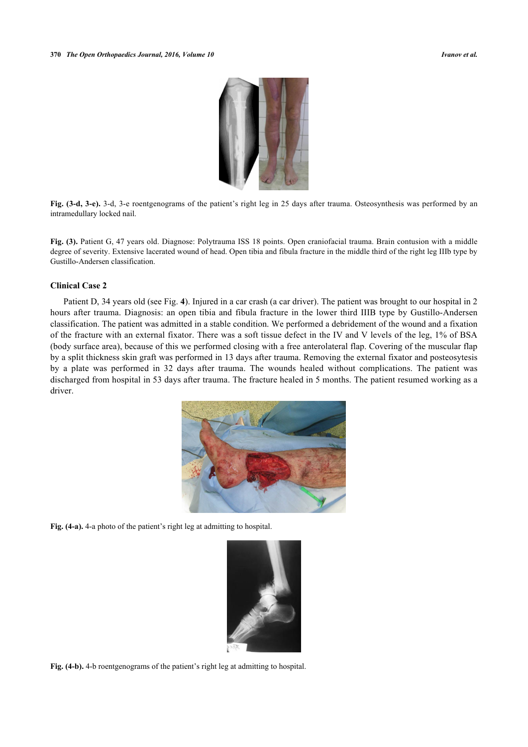**Fig. (3-d, 3-e).** 3-d, 3-e roentgenograms of the patient's right leg in 25 days after trauma. Osteosynthesis was performed by an intramedullary locked nail.

**Fig. (3).** Patient G, 47 years old. Diagnose: Polytrauma ISS 18 points. Open craniofacial trauma. Brain contusion with a middle degree of severity. Extensive lacerated wound of head. Open tibia and fibula fracture in the middle third of the right leg IIIb type by Gustillo-Andersen classification.

### Clinical Case 2

Patient D, 34 years old (see Fig. **4**). Injured in a car crash (a car driver). The patient was brought to our hospital in 2 hours after trauma. Diagnosis: an open tibia and fibula fracture in the lower third IIIB type by Gustillo-Andersen classification. The patient was admitted in a stable condition. We performed a debridement of the wound and a fixation of the fracture with an external fixator. There was a soft tissue defect in the IV and V levels of the leg, 1% of BSA (body surface area), because of this we performed closing with a free anterolateral flap. Covering of the muscular flap by a split thickness skin graft was performed in 13 days after trauma. Removing the external fixator and posteosytesis by a plate was performed in 32 days after trauma. The wounds healed without complications. The patient was discharged from hospital in 53 days after trauma. The fracture healed in 5 months. The patient resumed working as a driver.

**Fig. (4-a).** 4-a photo of the patient's right leg at admitting to hospital.

**Fig. (4-b).** 4-b roentgenograms of the patient's right leg at admitting to hospital.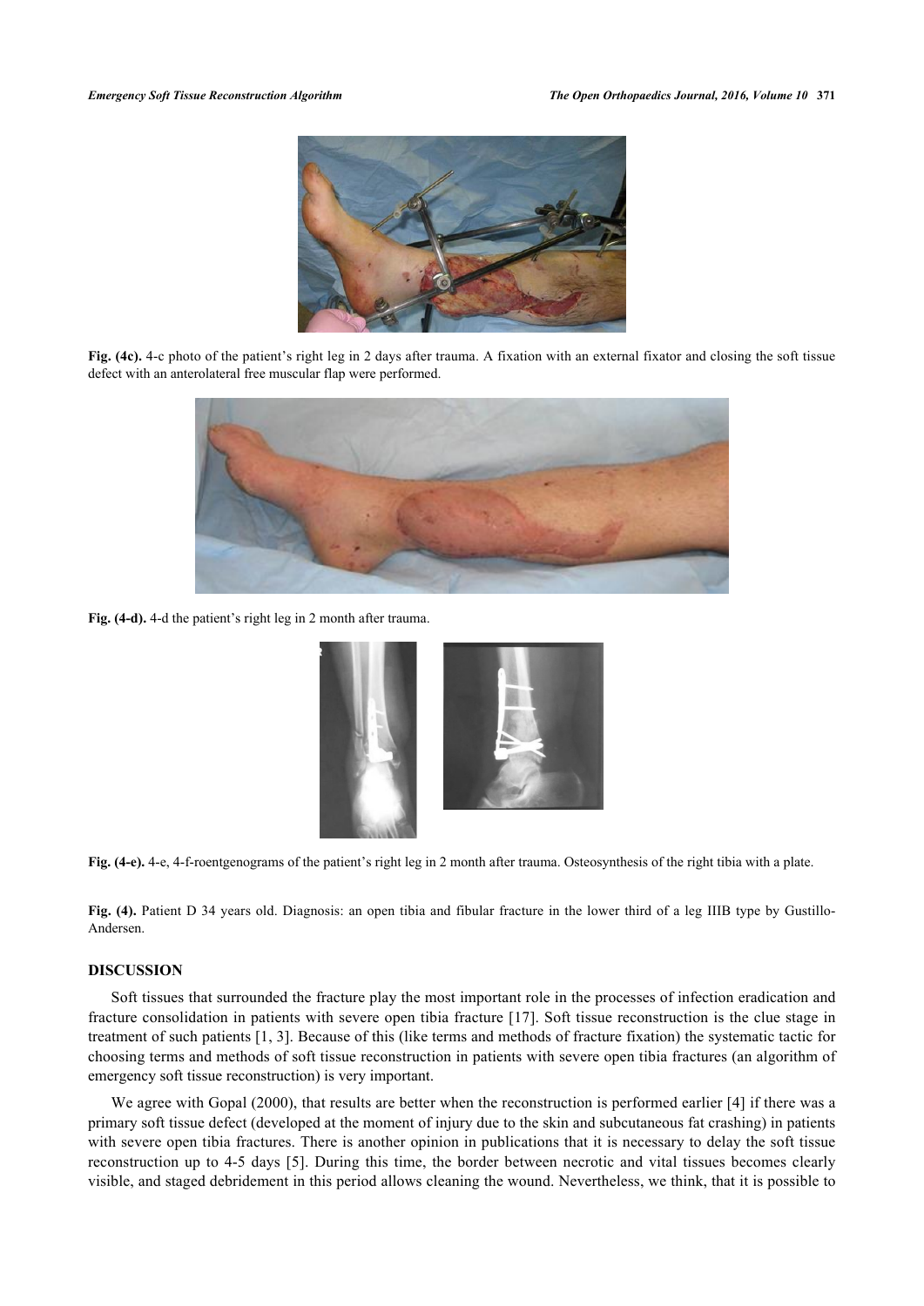**Fig. (4c).** 4-c photo of the patient's right leg in 2 days after trauma. A fixation with an external fixator and closing the soft tissue defect with an anterolateral free muscular flap were performed.

**Fig. (4-d).** 4-d the patient's right leg in 2 month after trauma.

**Fig. (4-e).** 4-e, 4-f-roentgenograms of the patient's right leg in 2 month after trauma. Osteosynthesis of the right tibia with a plate.

**Fig. (4).** Patient D 34 years old. Diagnosis: an open tibia and fibular fracture in the lower third of a leg IIIB type by Gustillo-Andersen.

## DISCUSSION

Soft tissues that surrounded the fracture play the most important role in the processes of infection eradication and fracture consolidation in patients with severe open tibia fracture [17]. Soft tissue reconstruction is the clue stage in treatment of such patients [1, 3]. Because of this (like terms and methods of fracture fixation) the systematic tactic for choosing terms and methods of soft tissue reconstruction in patients with severe open tibia fractures (an algorithm of emergency soft tissue reconstruction) is very important.

We agree with Gopal (2000), that results are better when the reconstruction is performed earlier [4] if there was a primary soft tissue defect (developed at the moment of injury due to the skin and subcutaneous fat crashing) in patients with severe open tibia fractures. There is another opinion in publications that it is necessary to delay the soft tissue reconstruction up to 4-5 days [5]. During this time, the border between necrotic and vital tissues becomes clearly visible, and staged debridement in this period allows cleaning the wound. Nevertheless, we think, that it is possible to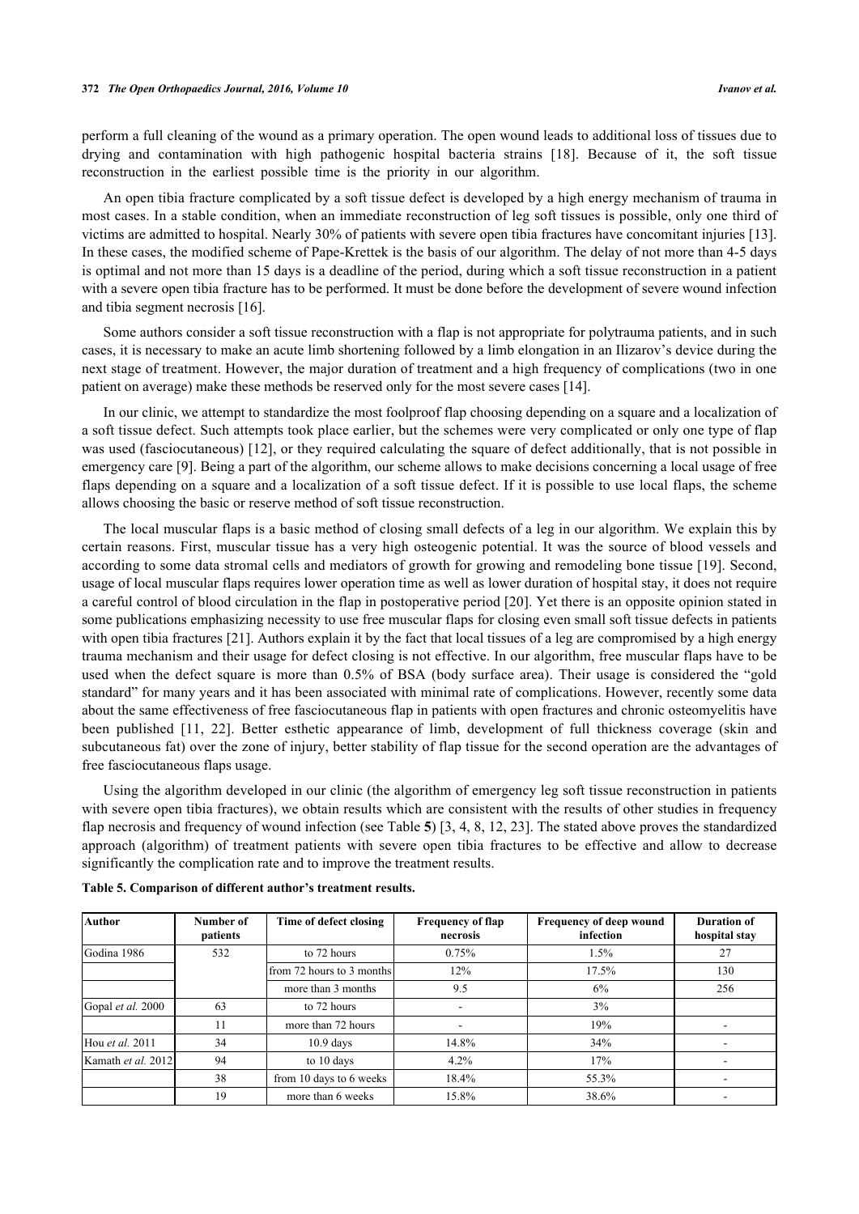perform a full cleaning of the wound as a primary operation. The open wound leads to additional loss of tissues due to drying and contamination with high pathogenic hospital bacteria strains [18]. Because of it, the soft tissue reconstruction in the earliest possible time is the priority in our algorithm.

An open tibia fracture complicated by a soft tissue defect is developed by a high energy mechanism of trauma in most cases. In a stable condition, when an immediate reconstruction of leg soft tissues is possible, only one third of victims are admitted to hospital. Nearly 30% of patients with severe open tibia fractures have concomitant injuries [13]. In these cases, the modified scheme of Pape-Krettek is the basis of our algorithm. The delay of not more than 4-5 days is optimal and not more than 15 days is a deadline of the period, during which a soft tissue reconstruction in a patient with a severe open tibia fracture has to be performed. It must be done before the development of severe wound infection and tibia segment necrosis [16].

Some authors consider a soft tissue reconstruction with a flap is not appropriate for polytrauma patients, and in such cases, it is necessary to make an acute limb shortening followed by a limb elongation in an Ilizarov's device during the next stage of treatment. However, the major duration of treatment and a high frequency of complications (two in one patient on average) make these methods be reserved only for the most severe cases [14].

In our clinic, we attempt to standardize the most foolproof flap choosing depending on a square and a localization of a soft tissue defect. Such attempts took place earlier, but the schemes were very complicated or only one type of flap was used (fasciocutaneous) [12], or they required calculating the square of defect additionally, that is not possible in emergency care [9]. Being a part of the algorithm, our scheme allows to make decisions concerning a local usage of free flaps depending on a square and a localization of a soft tissue defect. If it is possible to use local flaps, the scheme allows choosing the basic or reserve method of soft tissue reconstruction.

The local muscular flaps is a basic method of closing small defects of a leg in our algorithm. We explain this by certain reasons. First, muscular tissue has a very high osteogenic potential. It was the source of blood vessels and according to some data stromal cells and mediators of growth for growing and remodeling bone tissue [19]. Second, usage of local muscular flaps requires lower operation time as well as lower duration of hospital stay, it does not require a careful control of blood circulation in the flap in postoperative period [20]. Yet there is an opposite opinion stated in some publications emphasizing necessity to use free muscular flaps for closing even small soft tissue defects in patients with open tibia fractures [21]. Authors explain it by the fact that local tissues of a leg are compromised by a high energy trauma mechanism and their usage for defect closing is not effective. In our algorithm, free muscular flaps have to be used when the defect square is more than 0.5% of BSA (body surface area). Their usage is considered the "gold standard" for many years and it has been associated with minimal rate of complications. However, recently some data about the same effectiveness of free fasciocutaneous flap in patients with open fractures and chronic osteomyelitis have been published [11, 22]. Better esthetic appearance of limb, development of full thickness coverage (skin and subcutaneous fat) over the zone of injury, better stability of flap tissue for the second operation are the advantages of free fasciocutaneous flaps usage.

Using the algorithm developed in our clinic (the algorithm of emergency leg soft tissue reconstruction in patients with severe open tibia fractures), we obtain results which are consistent with the results of other studies in frequency flap necrosis and frequency of wound infection (see Table **5**) [3, 4, 8, 12, 23]. The stated above proves the standardized approach (algorithm) of treatment patients with severe open tibia fractures to be effective and allow to decrease significantly the complication rate and to improve the treatment results.

**Table 5. Comparison of different author's treatment results.**

| Author | Number of patients | Time of defect closing | Frequency of flap necrosis | Frequency of deep wound infection | Duration of hospital stay |
|---|---|---|---|---|---|
| Godina 1986 | 532 | to 72 hours | 0.75% | 1.5% | 27 |
| | | from 72 hours to 3 months | 12% | 17.5% | 130 |
| | | more than 3 months | 9.5 | 6% | 256 |
| Gopal *et al.* 2000 | 63 | to 72 hours | - | 3% | |
| | 11 | more than 72 hours | - | 19% | - |
| Hou *et al.* 2011 | 34 | 10.9 days | 14.8% | 34% | - |
| Kamath *et al.* 2012 | 94 | to 10 days | 4.2% | 17% | - |
| | 38 | from 10 days to 6 weeks | 18.4% | 55.3% | - |
| | 19 | more than 6 weeks | 15.8% | 38.6% | - |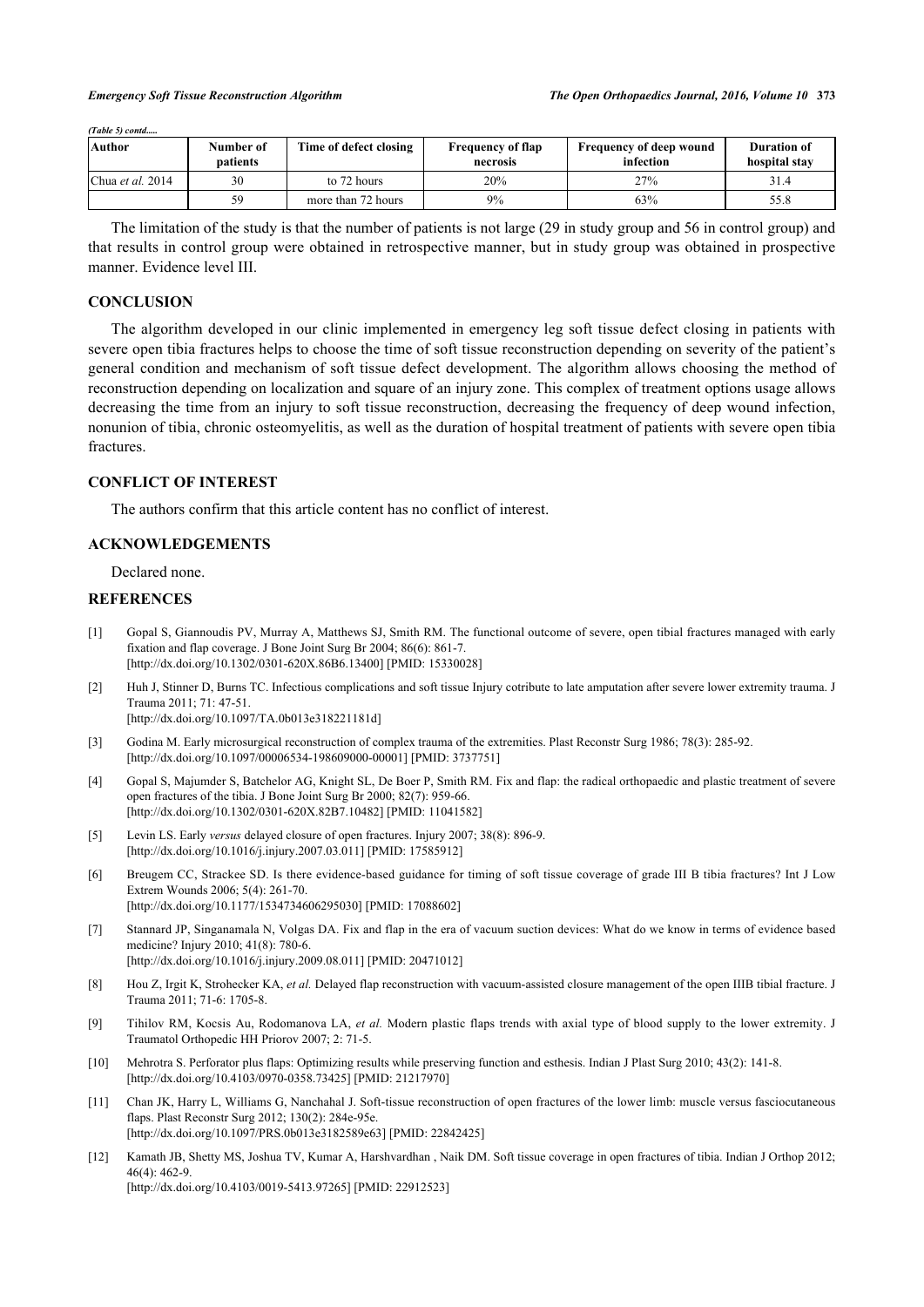*(Table 5) contd.....*

| Author | Number of patients | Time of defect closing | Frequency of flap necrosis | Frequency of deep wound infection | Duration of hospital stay |
|---|---|---|---|---|---|
| Chua *et al.* 2014 | 30 | to 72 hours | 20% | 27% | 31.4 |
| | 59 | more than 72 hours | 9% | 63% | 55.8 |

The limitation of the study is that the number of patients is not large (29 in study group and 56 in control group) and that results in control group were obtained in retrospective manner, but in study group was obtained in prospective manner. Evidence level III.

## CONCLUSION

The algorithm developed in our clinic implemented in emergency leg soft tissue defect closing in patients with severe open tibia fractures helps to choose the time of soft tissue reconstruction depending on severity of the patient's general condition and mechanism of soft tissue defect development. The algorithm allows choosing the method of reconstruction depending on localization and square of an injury zone. This complex of treatment options usage allows decreasing the time from an injury to soft tissue reconstruction, decreasing the frequency of deep wound infection, nonunion of tibia, chronic osteomyelitis, as well as the duration of hospital treatment of patients with severe open tibia fractures.

## CONFLICT OF INTEREST

The authors confirm that this article content has no conflict of interest.

## ACKNOWLEDGEMENTS

Declared none.

## REFERENCES

[1] Gopal S, Giannoudis PV, Murray A, Matthews SJ, Smith RM. The functional outcome of severe, open tibial fractures managed with early fixation and flap coverage. J Bone Joint Surg Br 2004; 86(6): 861-7. [http://dx.doi.org/10.1302/0301-620X.86B6.13400] [PMID: 15330028]

[2] Huh J, Stinner D, Burns TC. Infectious complications and soft tissue Injury cotribute to late amputation after severe lower extremity trauma. J Trauma 2011; 71: 47-51. [http://dx.doi.org/10.1097/TA.0b013e318221181d]

[3] Godina M. Early microsurgical reconstruction of complex trauma of the extremities. Plast Reconstr Surg 1986; 78(3): 285-92. [http://dx.doi.org/10.1097/00006534-198609000-00001] [PMID: 3737751]

[4] Gopal S, Majumder S, Batchelor AG, Knight SL, De Boer P, Smith RM. Fix and flap: the radical orthopaedic and plastic treatment of severe open fractures of the tibia. J Bone Joint Surg Br 2000; 82(7): 959-66. [http://dx.doi.org/10.1302/0301-620X.82B7.10482] [PMID: 11041582]

[5] Levin LS. Early *versus* delayed closure of open fractures. Injury 2007; 38(8): 896-9. [http://dx.doi.org/10.1016/j.injury.2007.03.011] [PMID: 17585912]

[6] Breugem CC, Strackee SD. Is there evidence-based guidance for timing of soft tissue coverage of grade III B tibia fractures? Int J Low Extrem Wounds 2006; 5(4): 261-70. [http://dx.doi.org/10.1177/1534734606295030] [PMID: 17088602]

[7] Stannard JP, Singanamala N, Volgas DA. Fix and flap in the era of vacuum suction devices: What do we know in terms of evidence based medicine? Injury 2010; 41(8): 780-6. [http://dx.doi.org/10.1016/j.injury.2009.08.011] [PMID: 20471012]

[8] Hou Z, Irgit K, Strohecker KA, *et al.* Delayed flap reconstruction with vacuum-assisted closure management of the open IIIB tibial fracture. J Trauma 2011; 71-6: 1705-8.

[9] Tihilov RM, Kocsis Au, Rodomanova LA, *et al.* Modern plastic flaps trends with axial type of blood supply to the lower extremity. J Traumatol Orthopedic HH Priorov 2007; 2: 71-5.

[10] Mehrotra S. Perforator plus flaps: Optimizing results while preserving function and esthesis. Indian J Plast Surg 2010; 43(2): 141-8. [http://dx.doi.org/10.4103/0970-0358.73425] [PMID: 21217970]

[11] Chan JK, Harry L, Williams G, Nanchahal J. Soft-tissue reconstruction of open fractures of the lower limb: muscle versus fasciocutaneous flaps. Plast Reconstr Surg 2012; 130(2): 284e-95e. [http://dx.doi.org/10.1097/PRS.0b013e3182589e63] [PMID: 22842425]

[12] Kamath JB, Shetty MS, Joshua TV, Kumar A, Harshvardhan , Naik DM. Soft tissue coverage in open fractures of tibia. Indian J Orthop 2012; 46(4): 462-9. [http://dx.doi.org/10.4103/0019-5413.97265] [PMID: 22912523]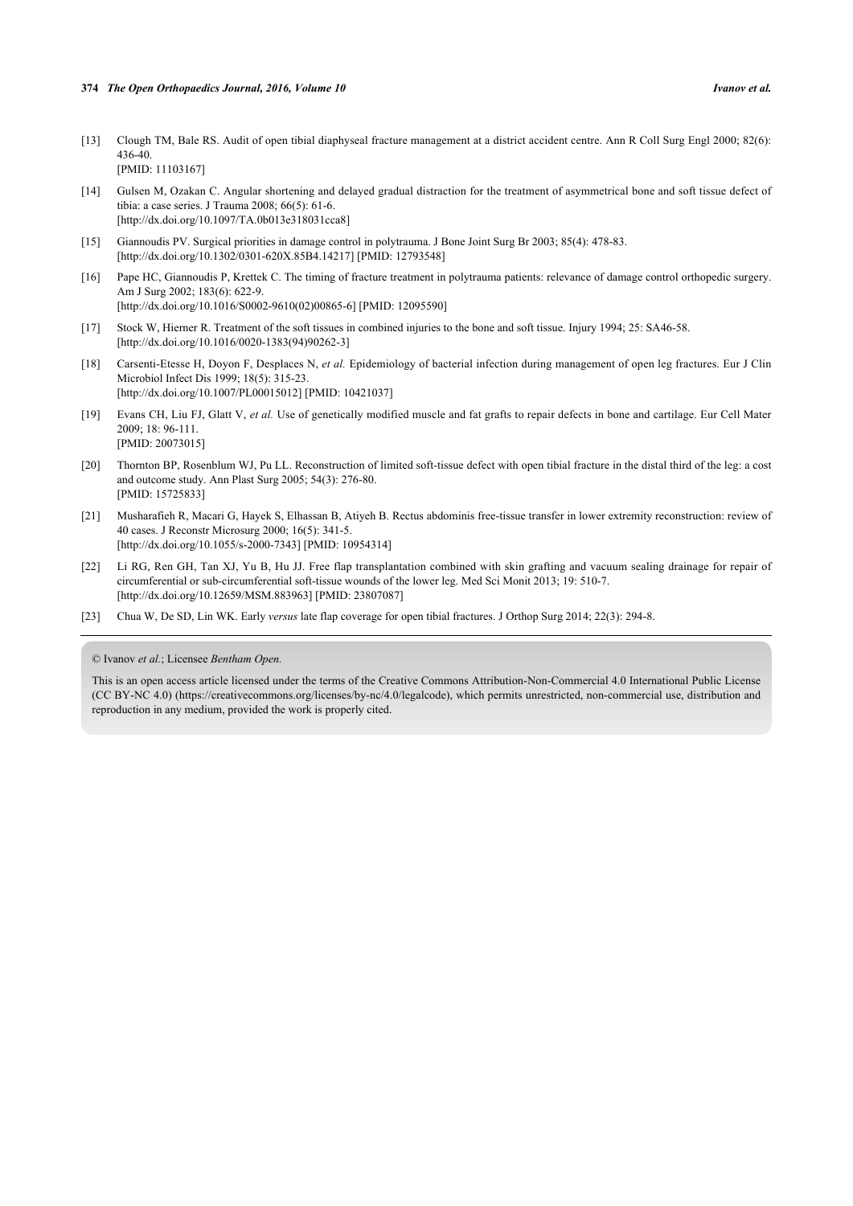[13] Clough TM, Bale RS. Audit of open tibial diaphyseal fracture management at a district accident centre. Ann R Coll Surg Engl 2000; 82(6): 436-40.
[PMID: 11103167]

[14] Gulsen M, Ozakan C. Angular shortening and delayed gradual distraction for the treatment of asymmetrical bone and soft tissue defect of tibia: a case series. J Trauma 2008; 66(5): 61-6.
[http://dx.doi.org/10.1097/TA.0b013e318031cca8]

[15] Giannoudis PV. Surgical priorities in damage control in polytrauma. J Bone Joint Surg Br 2003; 85(4): 478-83.
[http://dx.doi.org/10.1302/0301-620X.85B4.14217] [PMID: 12793548]

[16] Pape HC, Giannoudis P, Krettek C. The timing of fracture treatment in polytrauma patients: relevance of damage control orthopedic surgery. Am J Surg 2002; 183(6): 622-9.
[http://dx.doi.org/10.1016/S0002-9610(02)00865-6] [PMID: 12095590]

[17] Stock W, Hierner R. Treatment of the soft tissues in combined injuries to the bone and soft tissue. Injury 1994; 25: SA46-58.
[http://dx.doi.org/10.1016/0020-1383(94)90262-3]

[18] Carsenti-Etesse H, Doyon F, Desplaces N, *et al.* Epidemiology of bacterial infection during management of open leg fractures. Eur J Clin Microbiol Infect Dis 1999; 18(5): 315-23.
[http://dx.doi.org/10.1007/PL00015012] [PMID: 10421037]

[19] Evans CH, Liu FJ, Glatt V, *et al.* Use of genetically modified muscle and fat grafts to repair defects in bone and cartilage. Eur Cell Mater 2009; 18: 96-111.
[PMID: 20073015]

[20] Thornton BP, Rosenblum WJ, Pu LL. Reconstruction of limited soft-tissue defect with open tibial fracture in the distal third of the leg: a cost and outcome study. Ann Plast Surg 2005; 54(3): 276-80.
[PMID: 15725833]

[21] Musharafieh R, Macari G, Hayek S, Elhassan B, Atiyeh B. Rectus abdominis free-tissue transfer in lower extremity reconstruction: review of 40 cases. J Reconstr Microsurg 2000; 16(5): 341-5.
[http://dx.doi.org/10.1055/s-2000-7343] [PMID: 10954314]

[22] Li RG, Ren GH, Tan XJ, Yu B, Hu JJ. Free flap transplantation combined with skin grafting and vacuum sealing drainage for repair of circumferential or sub-circumferential soft-tissue wounds of the lower leg. Med Sci Monit 2013; 19: 510-7.
[http://dx.doi.org/10.12659/MSM.883963] [PMID: 23807087]

[23] Chua W, De SD, Lin WK. Early *versus* late flap coverage for open tibial fractures. J Orthop Surg 2014; 22(3): 294-8.

© Ivanov *et al.*; Licensee *Bentham Open.*

This is an open access article licensed under the terms of the Creative Commons Attribution-Non-Commercial 4.0 International Public License (CC BY-NC 4.0) (https://creativecommons.org/licenses/by-nc/4.0/legalcode), which permits unrestricted, non-commercial use, distribution and reproduction in any medium, provided the work is properly cited.